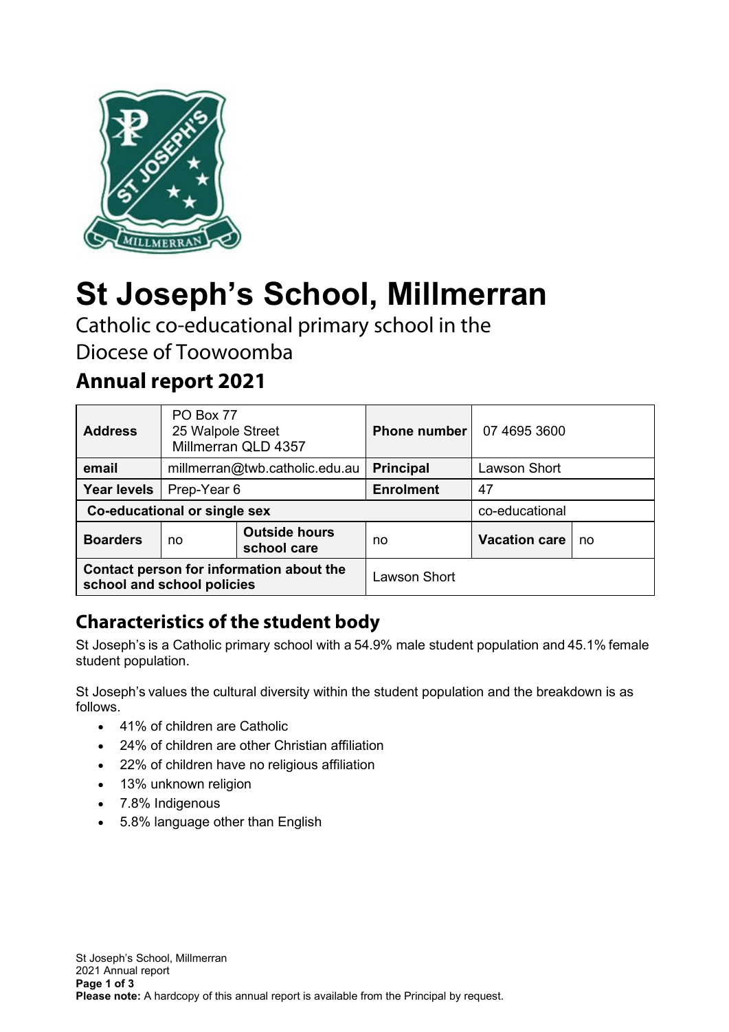# St Joseph's School, Millmerran

Catholic co-educational primary school in the Diocese of Toowoomba

## Annual report 2021

| **Address** | PO Box 77<br>25 Walpole Street<br>Millmerran QLD 4357 | | **Phone number** | 07 4695 3600 | |
|---|---|---|---|---|---|
| **email** | millmerran@twb.catholic.edu.au | | **Principal** | Lawson Short | |
| **Year levels** | Prep-Year 6 | | **Enrolment** | 47 | |
| **Co-educational or single sex** | | | | co-educational | |
| **Boarders** | no | **Outside hours school care** | no | **Vacation care** | no |
| **Contact person for information about the school and school policies** | | | Lawson Short | | |

## Characteristics of the student body

St Joseph's is a Catholic primary school with a 54.9% male student population and 45.1% female student population.

St Joseph's values the cultural diversity within the student population and the breakdown is as follows.

- 41% of children are Catholic
- 24% of children are other Christian affiliation
- 22% of children have no religious affiliation
- 13% unknown religion
- 7.8% Indigenous
- 5.8% language other than English

**Please note:** A hardcopy of this annual report is available from the Principal by request.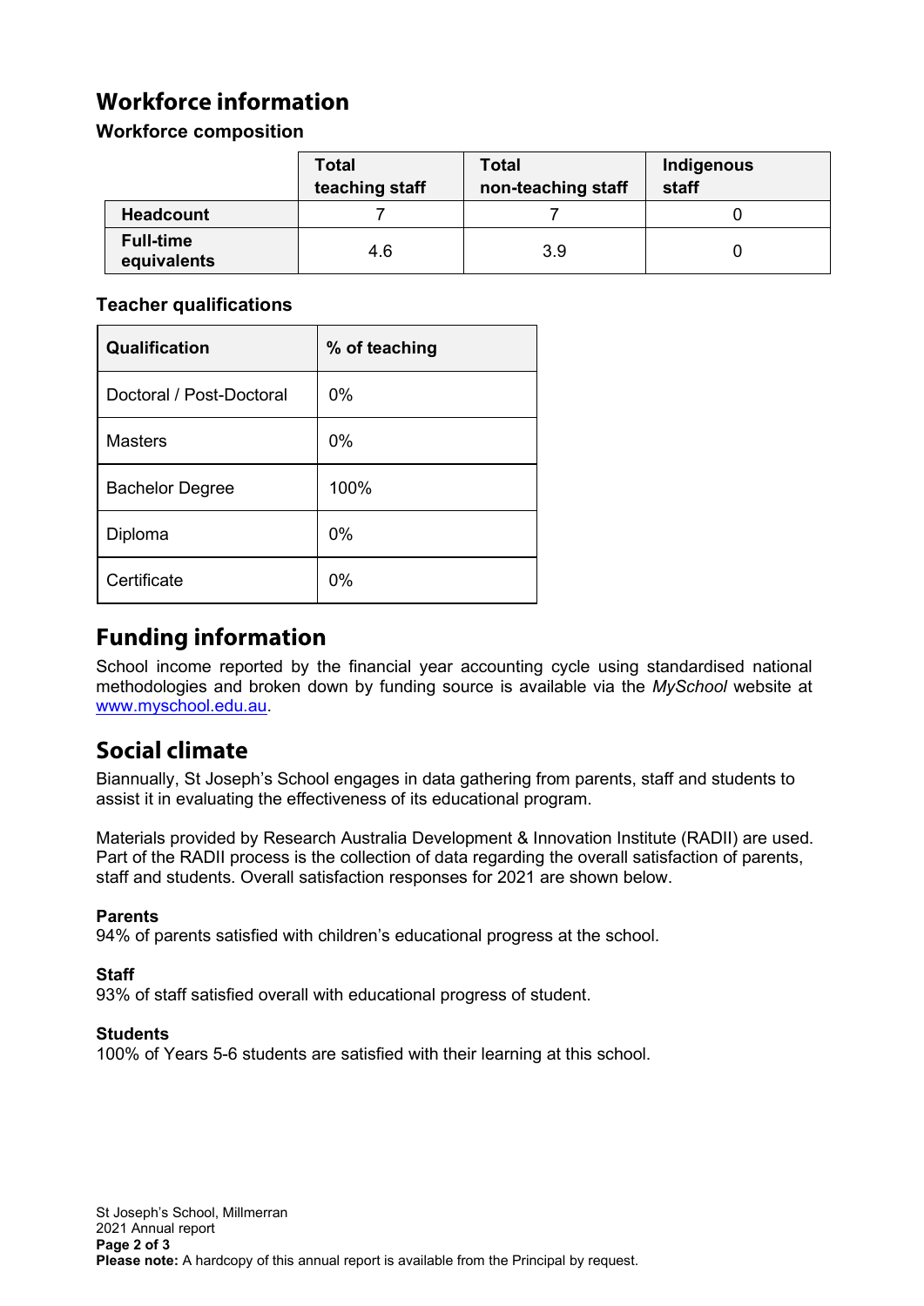# Workforce information

### Workforce composition

| | Total teaching staff | Total non-teaching staff | Indigenous staff |
|---|---|---|---|
| **Headcount** | 7 | 7 | 0 |
| **Full-time equivalents** | 4.6 | 3.9 | 0 |

### Teacher qualifications

| Qualification | % of teaching |
|---|---|
| Doctoral / Post-Doctoral | 0% |
| Masters | 0% |
| Bachelor Degree | 100% |
| Diploma | 0% |
| Certificate | 0% |

# Funding information

School income reported by the financial year accounting cycle using standardised national methodologies and broken down by funding source is available via the *MySchool* website at www.myschool.edu.au.

# Social climate

Biannually, St Joseph's School engages in data gathering from parents, staff and students to assist it in evaluating the effectiveness of its educational program.

Materials provided by Research Australia Development & Innovation Institute (RADII) are used. Part of the RADII process is the collection of data regarding the overall satisfaction of parents, staff and students. Overall satisfaction responses for 2021 are shown below.

**Parents**
94% of parents satisfied with children's educational progress at the school.

**Staff**
93% of staff satisfied overall with educational progress of student.

**Students**
100% of Years 5-6 students are satisfied with their learning at this school.

**Please note:** A hardcopy of this annual report is available from the Principal by request.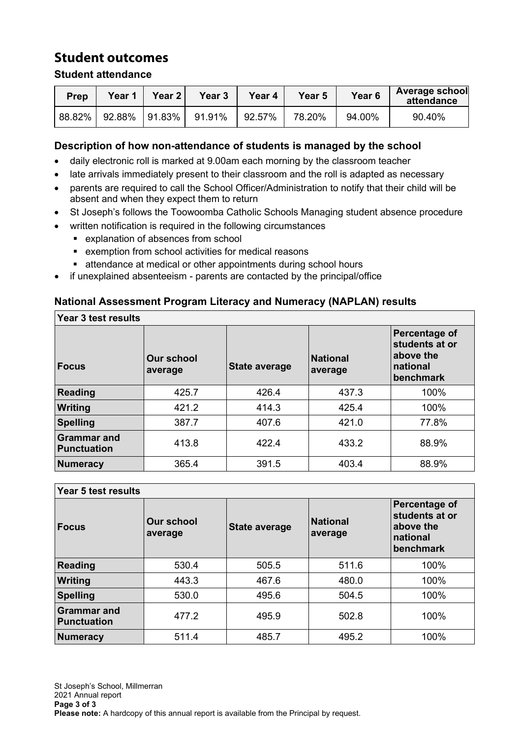# Student outcomes

### Student attendance

| Prep | Year 1 | Year 2 | Year 3 | Year 4 | Year 5 | Year 6 | Average school attendance |
|---|---|---|---|---|---|---|---|
| 88.82% | 92.88% | 91.83% | 91.91% | 92.57% | 78.20% | 94.00% | 90.40% |

### Description of how non-attendance of students is managed by the school

- daily electronic roll is marked at 9.00am each morning by the classroom teacher
- late arrivals immediately present to their classroom and the roll is adapted as necessary
- parents are required to call the School Officer/Administration to notify that their child will be absent and when they expect them to return
- St Joseph's follows the Toowoomba Catholic Schools Managing student absence procedure
- written notification is required in the following circumstances
  - explanation of absences from school
  - exemption from school activities for medical reasons
  - attendance at medical or other appointments during school hours
- if unexplained absenteeism - parents are contacted by the principal/office

### National Assessment Program Literacy and Numeracy (NAPLAN) results

**Year 3 test results**

| Focus | Our school average | State average | National average | Percentage of students at or above the national benchmark |
|---|---|---|---|---|
| Reading | 425.7 | 426.4 | 437.3 | 100% |
| Writing | 421.2 | 414.3 | 425.4 | 100% |
| Spelling | 387.7 | 407.6 | 421.0 | 77.8% |
| Grammar and Punctuation | 413.8 | 422.4 | 433.2 | 88.9% |
| Numeracy | 365.4 | 391.5 | 403.4 | 88.9% |

**Year 5 test results**

| Focus | Our school average | State average | National average | Percentage of students at or above the national benchmark |
|---|---|---|---|---|
| Reading | 530.4 | 505.5 | 511.6 | 100% |
| Writing | 443.3 | 467.6 | 480.0 | 100% |
| Spelling | 530.0 | 495.6 | 504.5 | 100% |
| Grammar and Punctuation | 477.2 | 495.9 | 502.8 | 100% |
| Numeracy | 511.4 | 485.7 | 495.2 | 100% |

**Please note:** A hardcopy of this annual report is available from the Principal by request.